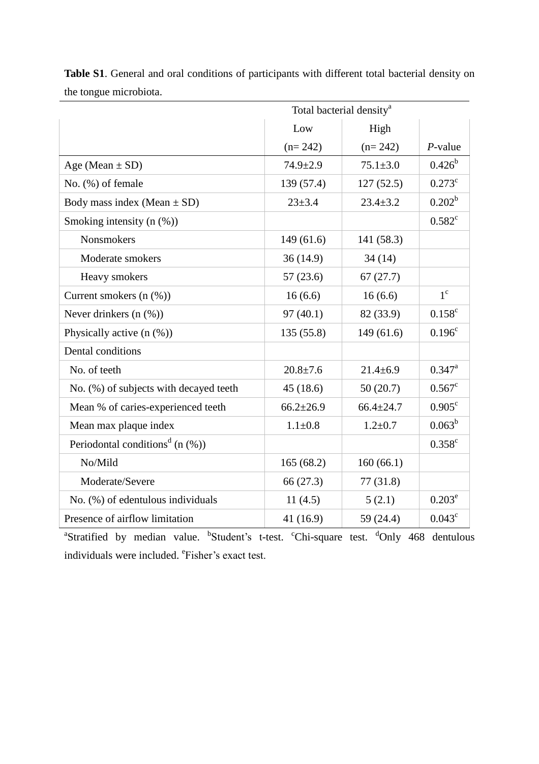**Table S1**. General and oral conditions of participants with different total bacterial density on the tongue microbiota.

| | Total bacterial density[a] | | |
|---|---|---|---|
| | Low (n= 242) | High (n= 242) | *P*-value |
| Age (Mean ± SD) | 74.9±2.9 | 75.1±3.0 | 0.426[b] |
| No. (%) of female | 139 (57.4) | 127 (52.5) | 0.273[c] |
| Body mass index (Mean ± SD) | 23±3.4 | 23.4±3.2 | 0.202[b] |
| Smoking intensity (n (%)) | | | 0.582[c] |
| Nonsmokers | 149 (61.6) | 141 (58.3) | |
| Moderate smokers | 36 (14.9) | 34 (14) | |
| Heavy smokers | 57 (23.6) | 67 (27.7) | |
| Current smokers (n (%)) | 16 (6.6) | 16 (6.6) | 1[c] |
| Never drinkers (n (%)) | 97 (40.1) | 82 (33.9) | 0.158[c] |
| Physically active (n (%)) | 135 (55.8) | 149 (61.6) | 0.196[c] |
| Dental conditions | | | |
| No. of teeth | 20.8±7.6 | 21.4±6.9 | 0.347[a] |
| No. (%) of subjects with decayed teeth | 45 (18.6) | 50 (20.7) | 0.567[c] |
| Mean % of caries-experienced teeth | 66.2±26.9 | 66.4±24.7 | 0.905[c] |
| Mean max plaque index | 1.1±0.8 | 1.2±0.7 | 0.063[b] |
| Periodontal conditions[d] (n (%)) | | | 0.358[c] |
| No/Mild | 165 (68.2) | 160 (66.1) | |
| Moderate/Severe | 66 (27.3) | 77 (31.8) | |
| No. (%) of edentulous individuals | 11 (4.5) | 5 (2.1) | 0.203[e] |
| Presence of airflow limitation | 41 (16.9) | 59 (24.4) | 0.043[c] |

[a]Stratified by median value. [b]Student's t-test. [c]Chi-square test. [d]Only 468 dentulous individuals were included. [e]Fisher's exact test.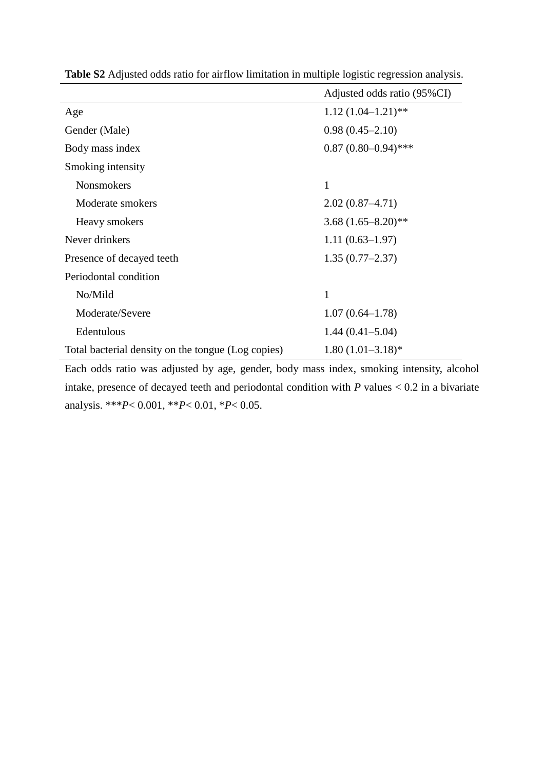**Table S2** Adjusted odds ratio for airflow limitation in multiple logistic regression analysis.

| | Adjusted odds ratio (95%CI) |
|---|---|
| Age | 1.12 (1.04–1.21)** |
| Gender (Male) | 0.98 (0.45–2.10) |
| Body mass index | 0.87 (0.80–0.94)*** |
| Smoking intensity | |
| Nonsmokers | 1 |
| Moderate smokers | 2.02 (0.87–4.71) |
| Heavy smokers | 3.68 (1.65–8.20)** |
| Never drinkers | 1.11 (0.63–1.97) |
| Presence of decayed teeth | 1.35 (0.77–2.37) |
| Periodontal condition | |
| No/Mild | 1 |
| Moderate/Severe | 1.07 (0.64–1.78) |
| Edentulous | 1.44 (0.41–5.04) |
| Total bacterial density on the tongue (Log copies) | 1.80 (1.01–3.18)* |

Each odds ratio was adjusted by age, gender, body mass index, smoking intensity, alcohol intake, presence of decayed teeth and periodontal condition with $P$ values < 0.2 in a bivariate analysis. ***$P$< 0.001, **$P$< 0.01, *$P$< 0.05.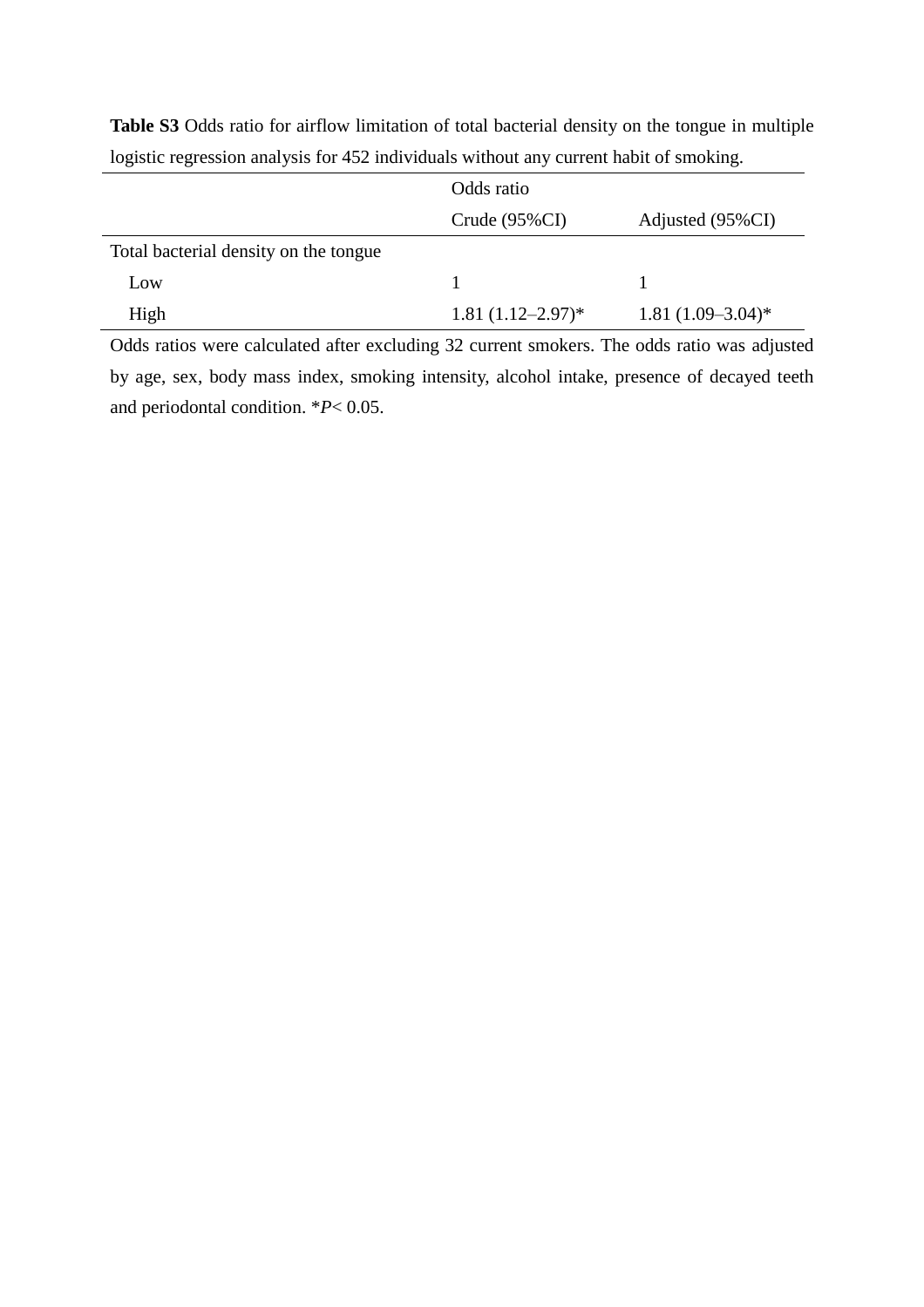**Table S3** Odds ratio for airflow limitation of total bacterial density on the tongue in multiple logistic regression analysis for 452 individuals without any current habit of smoking.

| | Odds ratio | |
|---|---|---|
| | Crude (95%CI) | Adjusted (95%CI) |
| Total bacterial density on the tongue | | |
| Low | 1 | 1 |
| High | 1.81 (1.12–2.97)* | 1.81 (1.09–3.04)* |

Odds ratios were calculated after excluding 32 current smokers. The odds ratio was adjusted by age, sex, body mass index, smoking intensity, alcohol intake, presence of decayed teeth and periodontal condition. *$P < 0.05$.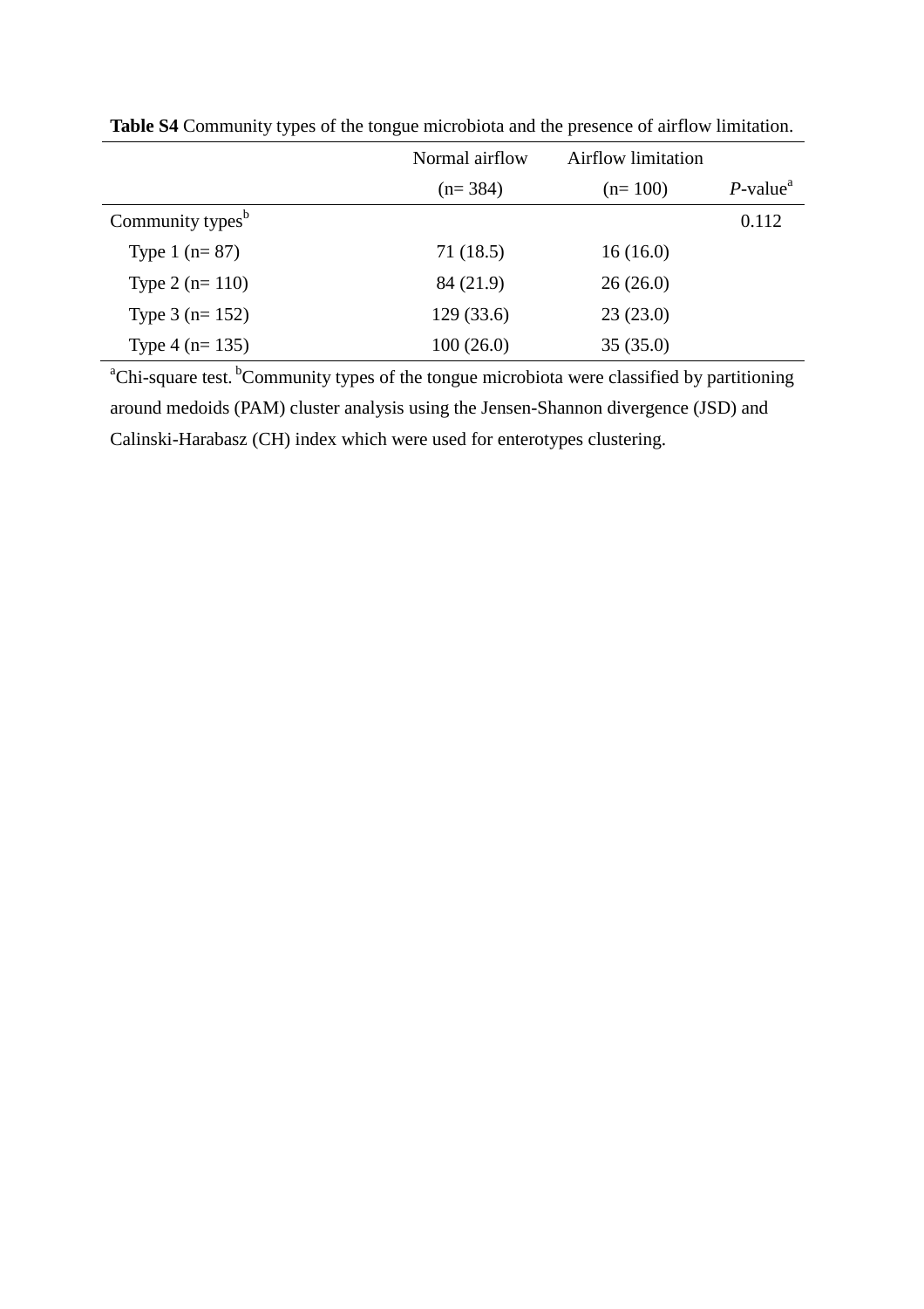**Table S4** Community types of the tongue microbiota and the presence of airflow limitation.

| | Normal airflow (n= 384) | Airflow limitation (n= 100) | *P*-value[a] |
|---|---|---|---|
| Community types[b] | | | 0.112 |
| Type 1 (n= 87) | 71 (18.5) | 16 (16.0) | |
| Type 2 (n= 110) | 84 (21.9) | 26 (26.0) | |
| Type 3 (n= 152) | 129 (33.6) | 23 (23.0) | |
| Type 4 (n= 135) | 100 (26.0) | 35 (35.0) | |

[a]Chi-square test. [b]Community types of the tongue microbiota were classified by partitioning around medoids (PAM) cluster analysis using the Jensen-Shannon divergence (JSD) and Calinski-Harabasz (CH) index which were used for enterotypes clustering.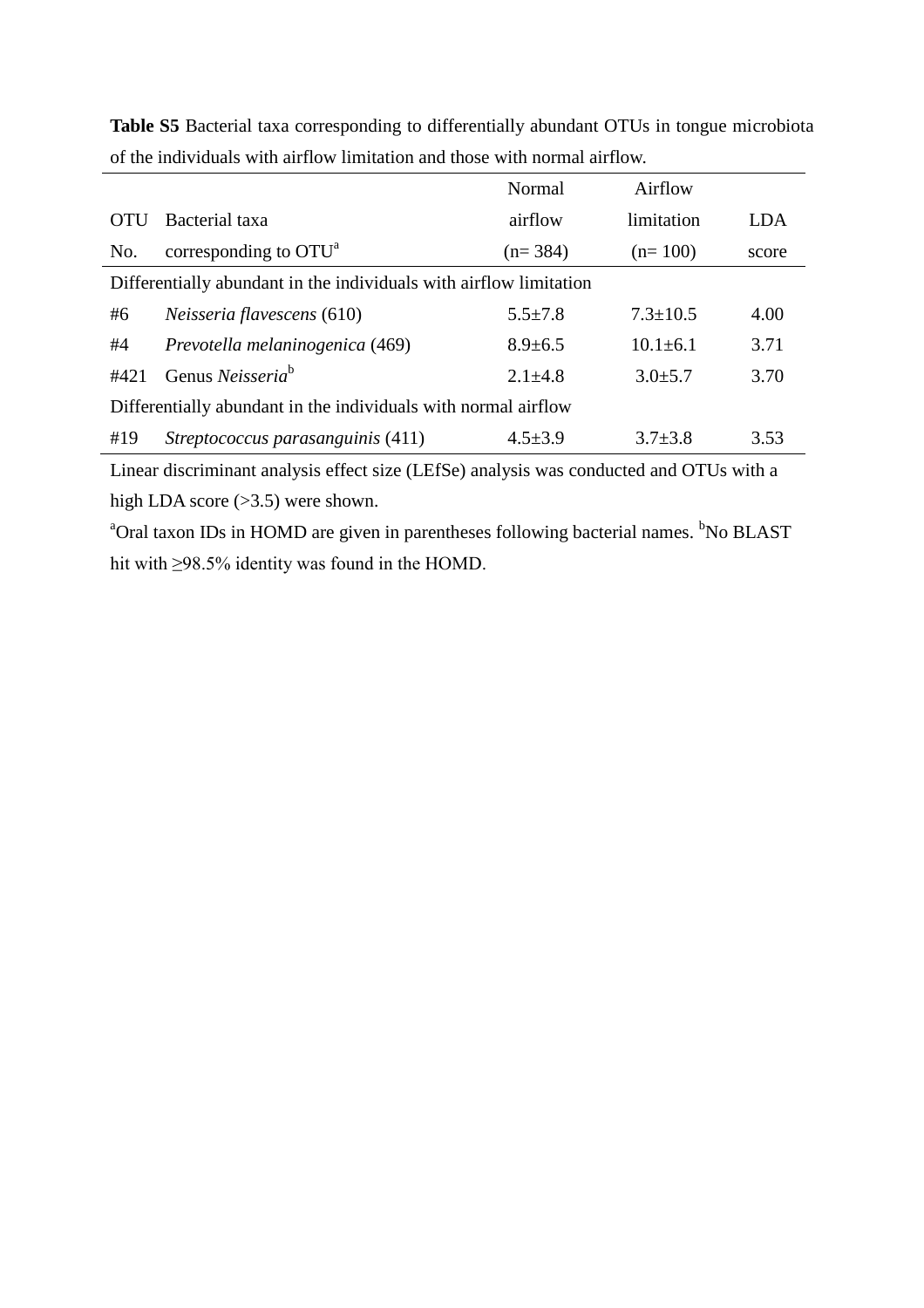**Table S5** Bacterial taxa corresponding to differentially abundant OTUs in tongue microbiota of the individuals with airflow limitation and those with normal airflow.

| OTU No. | Bacterial taxa corresponding to OTU[a] | Normal airflow (n= 384) | Airflow limitation (n= 100) | LDA score |
|---|---|---|---|---|
| Differentially abundant in the individuals with airflow limitation | | | | |
| #6 | *Neisseria flavescens* (610) | 5.5±7.8 | 7.3±10.5 | 4.00 |
| #4 | *Prevotella melaninogenica* (469) | 8.9±6.5 | 10.1±6.1 | 3.71 |
| #421 | Genus *Neisseria*[b] | 2.1±4.8 | 3.0±5.7 | 3.70 |
| Differentially abundant in the individuals with normal airflow | | | | |
| #19 | *Streptococcus parasanguinis* (411) | 4.5±3.9 | 3.7±3.8 | 3.53 |

Linear discriminant analysis effect size (LEfSe) analysis was conducted and OTUs with a high LDA score (>3.5) were shown.

[a]Oral taxon IDs in HOMD are given in parentheses following bacterial names. [b]No BLAST hit with ≥98.5% identity was found in the HOMD.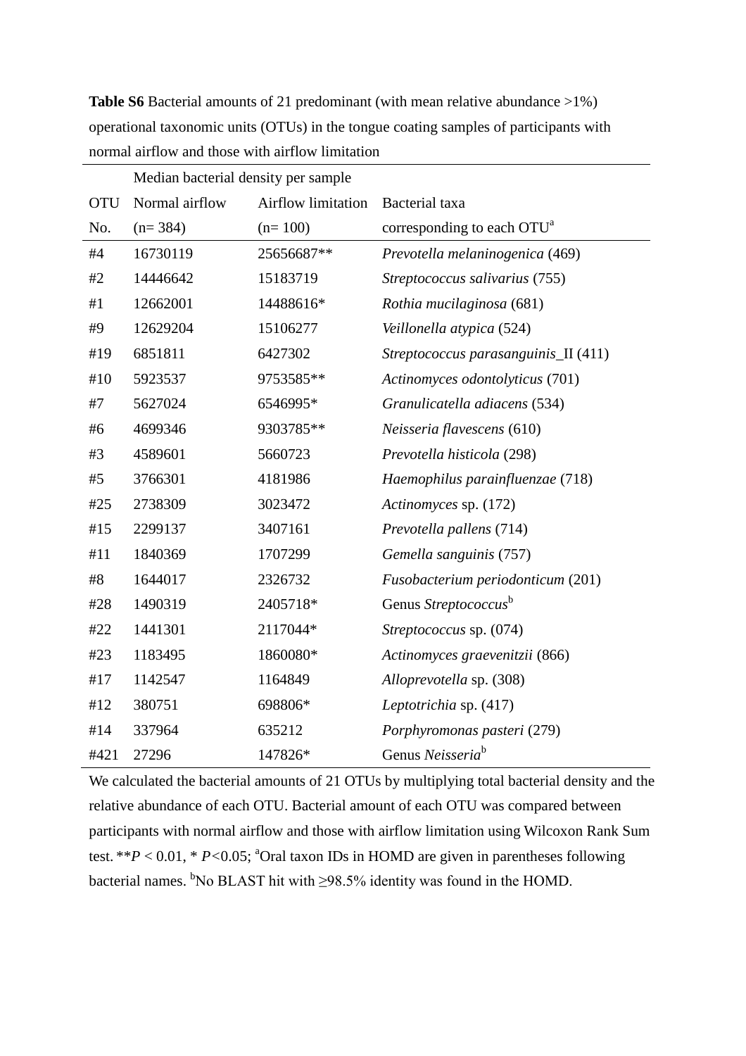**Table S6** Bacterial amounts of 21 predominant (with mean relative abundance >1%) operational taxonomic units (OTUs) in the tongue coating samples of participants with normal airflow and those with airflow limitation

| | Median bacterial density per sample | | |
|---|---|---|---|
| OTU No. | Normal airflow (n= 384) | Airflow limitation (n= 100) | Bacterial taxa corresponding to each OTU[a] |
| #4 | 16730119 | 25656687** | *Prevotella melaninogenica* (469) |
| #2 | 14446642 | 15183719 | *Streptococcus salivarius* (755) |
| #1 | 12662001 | 14488616* | *Rothia mucilaginosa* (681) |
| #9 | 12629204 | 15106277 | *Veillonella atypica* (524) |
| #19 | 6851811 | 6427302 | *Streptococcus parasanguinis*_II (411) |
| #10 | 5923537 | 9753585** | *Actinomyces odontolyticus* (701) |
| #7 | 5627024 | 6546995* | *Granulicatella adiacens* (534) |
| #6 | 4699346 | 9303785** | *Neisseria flavescens* (610) |
| #3 | 4589601 | 5660723 | *Prevotella histicola* (298) |
| #5 | 3766301 | 4181986 | *Haemophilus parainfluenzae* (718) |
| #25 | 2738309 | 3023472 | *Actinomyces* sp. (172) |
| #15 | 2299137 | 3407161 | *Prevotella pallens* (714) |
| #11 | 1840369 | 1707299 | *Gemella sanguinis* (757) |
| #8 | 1644017 | 2326732 | *Fusobacterium periodonticum* (201) |
| #28 | 1490319 | 2405718* | Genus *Streptococcus*[b] |
| #22 | 1441301 | 2117044* | *Streptococcus* sp. (074) |
| #23 | 1183495 | 1860080* | *Actinomyces graevenitzii* (866) |
| #17 | 1142547 | 1164849 | *Alloprevotella* sp. (308) |
| #12 | 380751 | 698806* | *Leptotrichia* sp. (417) |
| #14 | 337964 | 635212 | *Porphyromonas pasteri* (279) |
| #421 | 27296 | 147826* | Genus *Neisseria*[b] |

We calculated the bacterial amounts of 21 OTUs by multiplying total bacterial density and the relative abundance of each OTU. Bacterial amount of each OTU was compared between participants with normal airflow and those with airflow limitation using Wilcoxon Rank Sum test. ** $P < 0.01$, * $P < 0.05$; [a]Oral taxon IDs in HOMD are given in parentheses following bacterial names. [b]No BLAST hit with ≥98.5% identity was found in the HOMD.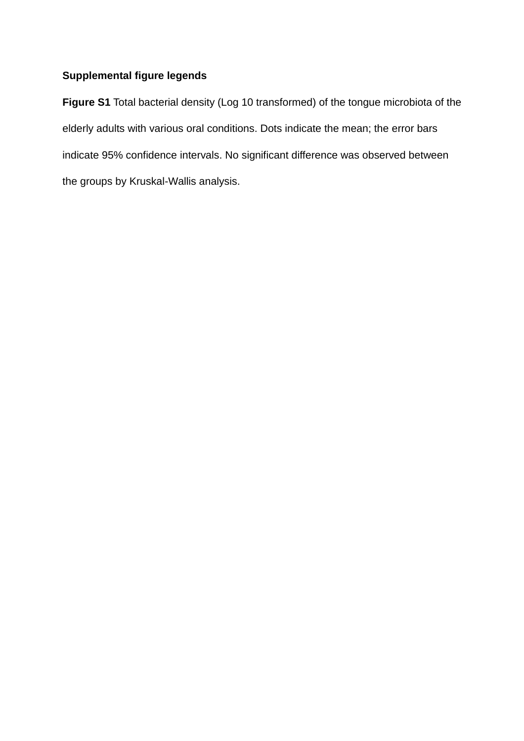**Supplemental figure legends**

**Figure S1** Total bacterial density (Log 10 transformed) of the tongue microbiota of the elderly adults with various oral conditions. Dots indicate the mean; the error bars indicate 95% confidence intervals. No significant difference was observed between the groups by Kruskal-Wallis analysis.